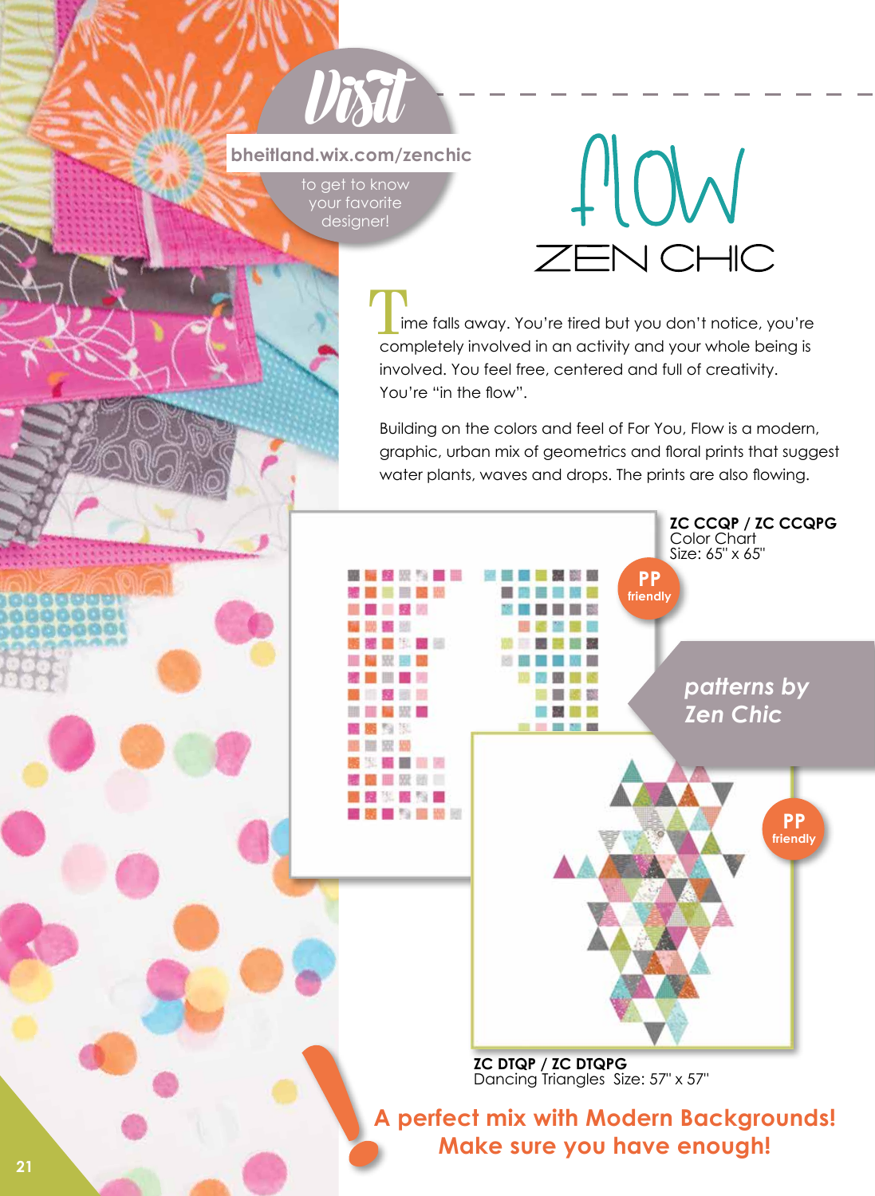**Visit**

**bheitland.wix.com/zenchic**

to get to know your favorite designer!

# flow

## ZEN CHIC

Time falls away. You're tired but you don't notice, you're completely involved in an activity and your whole being is involved. You feel free, centered and full of creativity. You're "in the flow".

Building on the colors and feel of For You, Flow is a modern, graphic, urban mix of geometrics and floral prints that suggest water plants, waves and drops. The prints are also flowing.

**ZC CCQP / ZC CCQPG**
Color Chart
Size: 65" x 65"

**PP friendly**

*patterns by Zen Chic*

**PP friendly**

**ZC DTQP / ZC DTQPG**
Dancing Triangles Size: 57" x 57"

**A perfect mix with Modern Backgrounds! Make sure you have enough!**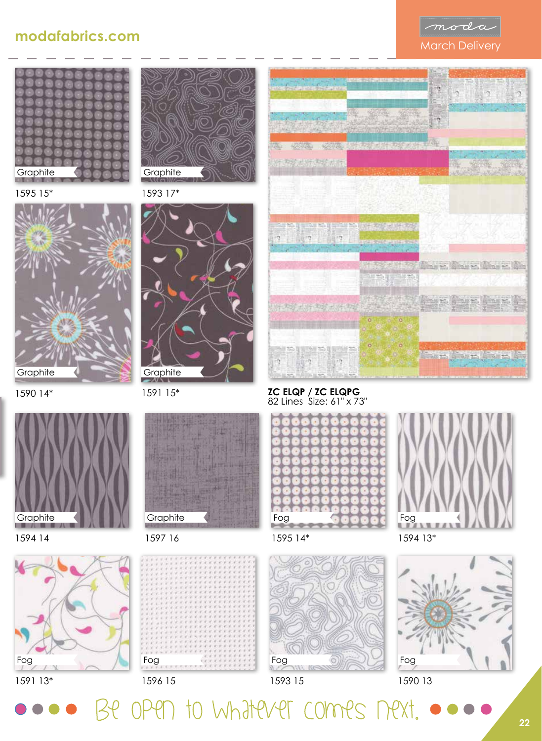modafabrics.com

March Delivery

Graphite
1595 15*

Graphite
1593 17*

Graphite
1590 14*

Graphite
1591 15*

**ZC ELQP / ZC ELQPG**
82 Lines Size: 61" x 73"

Graphite
1594 14

Graphite
1597 16

Fog
1595 14*

Fog
1594 13*

Fog
1591 13*

Fog
1596 15

Fog
1593 15

Fog
1590 13

Be open to whatever comes next.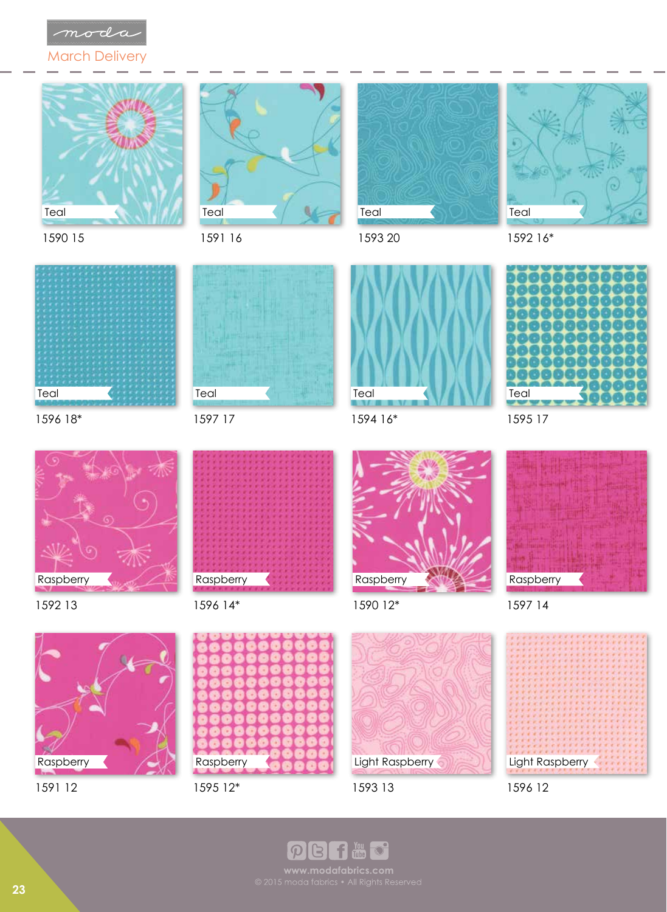moda

March Delivery

Teal

1590 15

Teal

1591 16

Teal

1593 20

Teal

1592 16*

Teal

1596 18*

Teal

1597 17

Teal

1594 16*

Teal

1595 17

Raspberry

1592 13

Raspberry

1596 14*

Raspberry

1590 12*

Raspberry

1597 14

Raspberry

1591 12

Raspberry

1595 12*

Light Raspberry

1593 13

Light Raspberry

1596 12

www.modafabrics.com

© 2015 moda fabrics • All Rights Reserved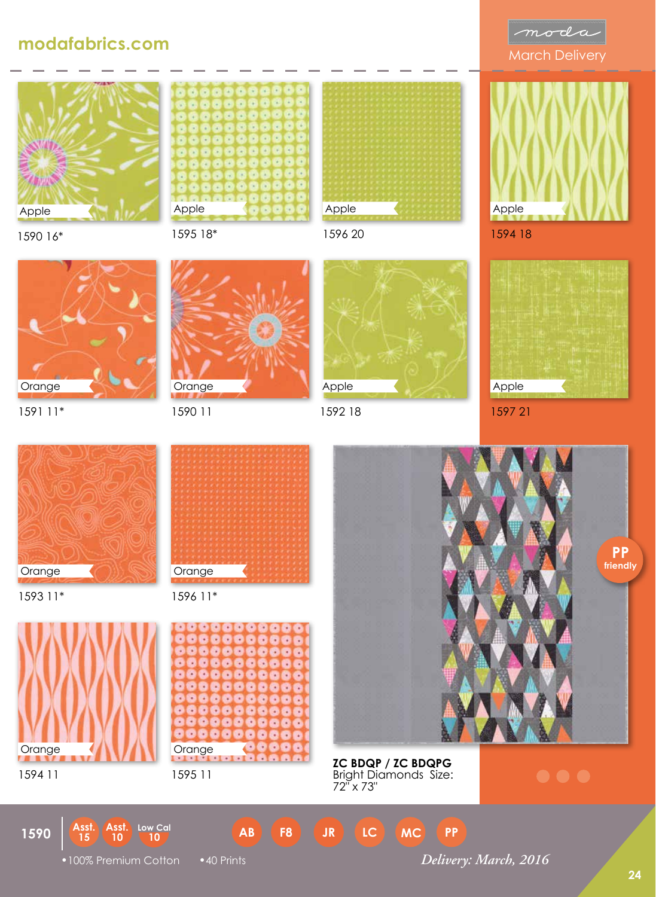modafabrics.com

moda
March Delivery

Apple
1590 16*

Apple
1595 18*

Apple
1596 20

Apple
1594 18

Orange
1591 11*

Orange
1590 11

Apple
1592 18

Apple
1597 21

Orange
1593 11*

Orange
1596 11*

PP friendly

Orange
1594 11

Orange
1595 11

**ZC BDQP / ZC BDQPG**
Bright Diamonds Size: 72" x 73"

1590 | Asst. 15 | Asst. 10 | Low Cal 10 | AB | F8 | JR | LC | MC | PP

• 100% Premium Cotton • 40 Prints

*Delivery: March, 2016*